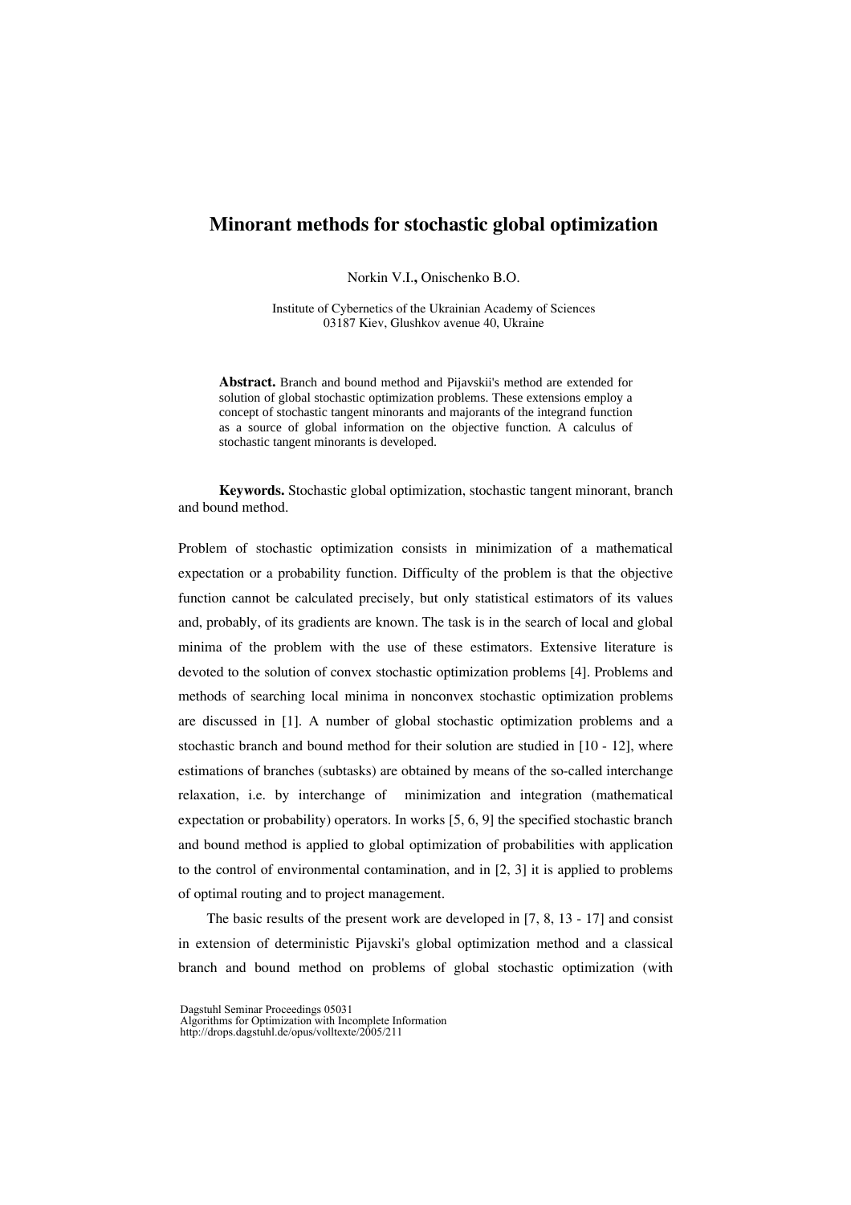# Minorant methods for stochastic global optimization

Norkin V.I., Onischenko B.O.

Institute of Cybernetics of the Ukrainian Academy of Sciences
03187 Kiev, Glushkov avenue 40, Ukraine

**Abstract.** Branch and bound method and Pijavskii's method are extended for solution of global stochastic optimization problems. These extensions employ a concept of stochastic tangent minorants and majorants of the integrand function as a source of global information on the objective function. A calculus of stochastic tangent minorants is developed.

**Keywords.** Stochastic global optimization, stochastic tangent minorant, branch and bound method.

Problem of stochastic optimization consists in minimization of a mathematical expectation or a probability function. Difficulty of the problem is that the objective function cannot be calculated precisely, but only statistical estimators of its values and, probably, of its gradients are known. The task is in the search of local and global minima of the problem with the use of these estimators. Extensive literature is devoted to the solution of convex stochastic optimization problems [4]. Problems and methods of searching local minima in nonconvex stochastic optimization problems are discussed in [1]. A number of global stochastic optimization problems and a stochastic branch and bound method for their solution are studied in [10 - 12], where estimations of branches (subtasks) are obtained by means of the so-called interchange relaxation, i.e. by interchange of minimization and integration (mathematical expectation or probability) operators. In works [5, 6, 9] the specified stochastic branch and bound method is applied to global optimization of probabilities with application to the control of environmental contamination, and in [2, 3] it is applied to problems of optimal routing and to project management.

The basic results of the present work are developed in [7, 8, 13 - 17] and consist in extension of deterministic Pijavski's global optimization method and a classical branch and bound method on problems of global stochastic optimization (with

Dagstuhl Seminar Proceedings 05031
Algorithms for Optimization with Incomplete Information
http://drops.dagstuhl.de/opus/volltexte/2005/211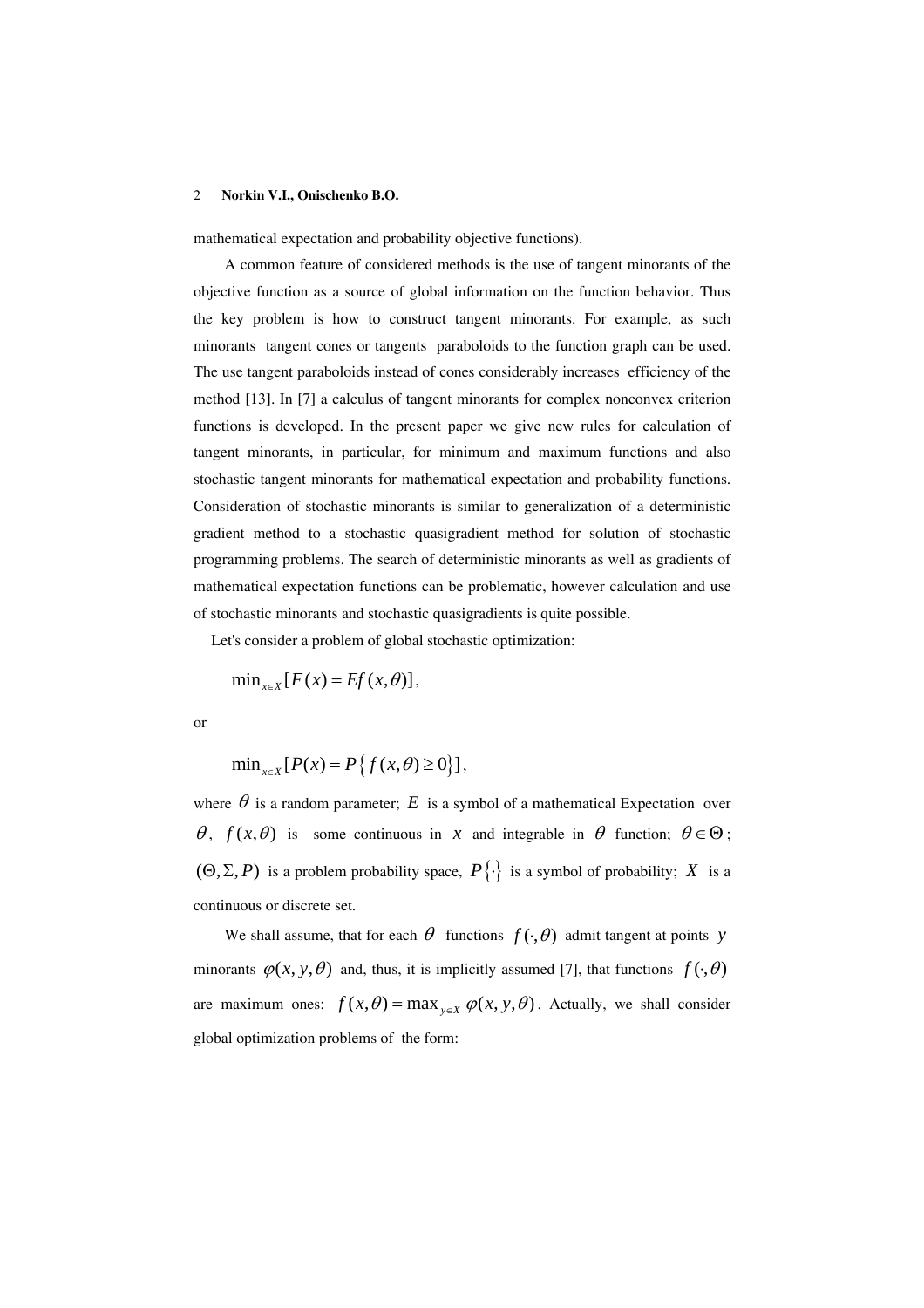mathematical expectation and probability objective functions).

A common feature of considered methods is the use of tangent minorants of the objective function as a source of global information on the function behavior. Thus the key problem is how to construct tangent minorants. For example, as such minorants tangent cones or tangents paraboloids to the function graph can be used. The use tangent paraboloids instead of cones considerably increases efficiency of the method [13]. In [7] a calculus of tangent minorants for complex nonconvex criterion functions is developed. In the present paper we give new rules for calculation of tangent minorants, in particular, for minimum and maximum functions and also stochastic tangent minorants for mathematical expectation and probability functions. Consideration of stochastic minorants is similar to generalization of a deterministic gradient method to a stochastic quasigradient method for solution of stochastic programming problems. The search of deterministic minorants as well as gradients of mathematical expectation functions can be problematic, however calculation and use of stochastic minorants and stochastic quasigradients is quite possible.

Let's consider a problem of global stochastic optimization:

$$\min_{x\in X}[F(x)=Ef(x,\theta)],$$

or

$$\min_{x\in X}[P(x)=P\{f(x,\theta)\geq 0\}],$$

where $\theta$ is a random parameter; $E$ is a symbol of a mathematical Expectation over $\theta$, $f(x,\theta)$ is some continuous in $x$ and integrable in $\theta$ function; $\theta\in\Theta$; $(\Theta,\Sigma,P)$ is a problem probability space, $P\{\cdot\}$ is a symbol of probability; $X$ is a continuous or discrete set.

We shall assume, that for each $\theta$ functions $f(\cdot,\theta)$ admit tangent at points $y$ minorants $\varphi(x,y,\theta)$ and, thus, it is implicitly assumed [7], that functions $f(\cdot,\theta)$ are maximum ones: $f(x,\theta)=\max_{y\in X}\varphi(x,y,\theta)$. Actually, we shall consider global optimization problems of the form: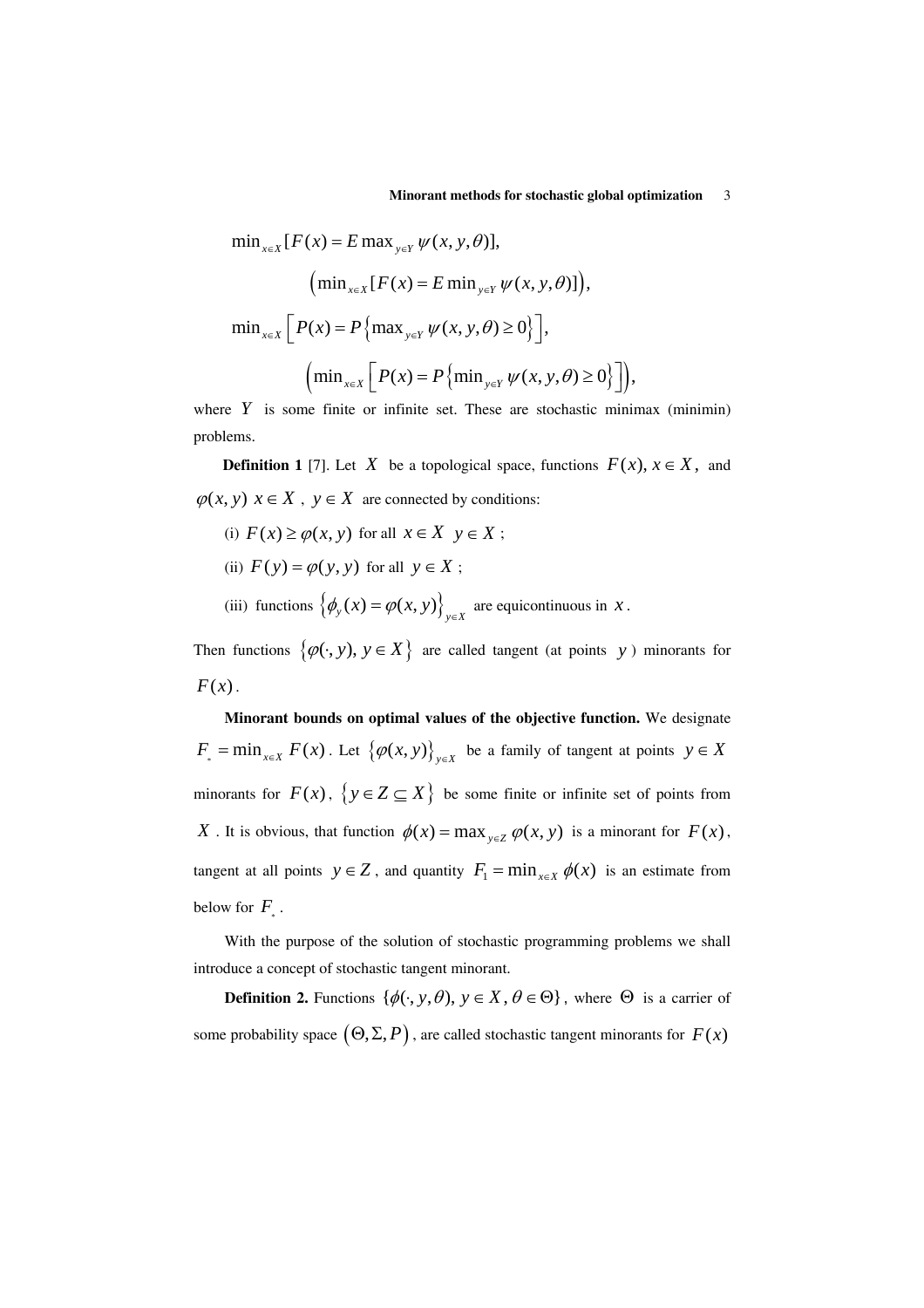$$\min_{x\in X}[F(x) = E\max_{y\in Y}\psi(x,y,\theta)],$$

$$\left(\min_{x\in X}[F(x) = E\min_{y\in Y}\psi(x,y,\theta)]\right),$$

$$\min_{x\in X}\left[P(x) = P\left\{\max_{y\in Y}\psi(x,y,\theta)\geq 0\right\}\right],$$

$$\left(\min_{x\in X}\left[P(x) = P\left\{\min_{y\in Y}\psi(x,y,\theta)\geq 0\right\}\right]\right),$$

where $Y$ is some finite or infinite set. These are stochastic minimax (minimin) problems.

**Definition 1** [7]. Let $X$ be a topological space, functions $F(x),\ x\in X,$ and $\varphi(x,y)\ x\in X\ ,\ y\in X$ are connected by conditions:

(i) $F(x)\geq\varphi(x,y)$ for all $x\in X\ \ y\in X$ ;

(ii) $F(y)=\varphi(y,y)$ for all $y\in X$ ;

(iii) functions $\left\{\phi_y(x)=\varphi(x,y)\right\}_{y\in X}$ are equicontinuous in $x$.

Then functions $\left\{\varphi(\cdot,y),\ y\in X\right\}$ are called tangent (at points $y$) minorants for $F(x)$.

**Minorant bounds on optimal values of the objective function.** We designate $F_* = \min_{x\in X}F(x)$. Let $\left\{\varphi(x,y)\right\}_{y\in X}$ be a family of tangent at points $y\in X$ minorants for $F(x)$, $\left\{y\in Z\subseteq X\right\}$ be some finite or infinite set of points from $X$. It is obvious, that function $\phi(x)=\max_{y\in Z}\varphi(x,y)$ is a minorant for $F(x)$, tangent at all points $y\in Z$, and quantity $F_1=\min_{x\in X}\phi(x)$ is an estimate from below for $F_*$.

With the purpose of the solution of stochastic programming problems we shall introduce a concept of stochastic tangent minorant.

**Definition 2.** Functions $\{\phi(\cdot,y,\theta),\ y\in X,\ \theta\in\Theta\}$, where $\Theta$ is a carrier of some probability space $\left(\Theta,\Sigma,P\right)$, are called stochastic tangent minorants for $F(x)$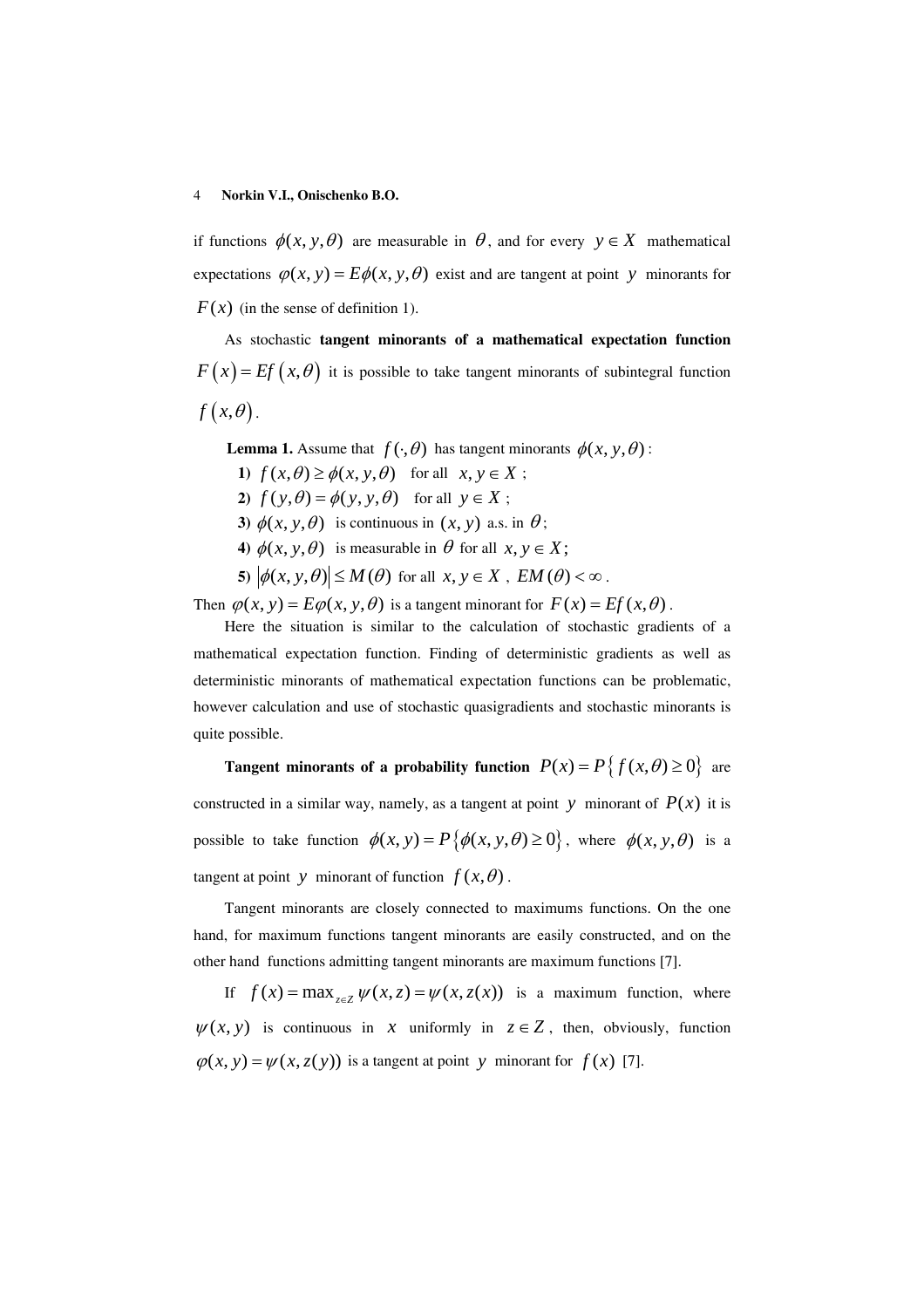if functions $\phi(x, y, \theta)$ are measurable in $\theta$, and for every $y \in X$ mathematical expectations $\varphi(x, y) = E\phi(x, y, \theta)$ exist and are tangent at point $y$ minorants for $F(x)$ (in the sense of definition 1).

As stochastic **tangent minorants of a mathematical expectation function** $F(x) = Ef(x, \theta)$ it is possible to take tangent minorants of subintegral function $f(x, \theta)$.

**Lemma 1.** Assume that $f(\cdot, \theta)$ has tangent minorants $\phi(x, y, \theta)$:

**1)** $f(x, \theta) \geq \phi(x, y, \theta)$ for all $x, y \in X$ ;

**2)** $f(y, \theta) = \phi(y, y, \theta)$ for all $y \in X$ ;

**3)** $\phi(x, y, \theta)$ is continuous in $(x, y)$ a.s. in $\theta$;

**4)** $\phi(x, y, \theta)$ is measurable in $\theta$ for all $x, y \in X$;

**5)** $|\phi(x, y, \theta)| \leq M(\theta)$ for all $x, y \in X$ , $EM(\theta) < \infty$ .

Then $\varphi(x, y) = E\varphi(x, y, \theta)$ is a tangent minorant for $F(x) = Ef(x, \theta)$ .

Here the situation is similar to the calculation of stochastic gradients of a mathematical expectation function. Finding of deterministic gradients as well as deterministic minorants of mathematical expectation functions can be problematic, however calculation and use of stochastic quasigradients and stochastic minorants is quite possible.

**Tangent minorants of a probability function** $P(x) = P\{f(x, \theta) \geq 0\}$ are constructed in a similar way, namely, as a tangent at point $y$ minorant of $P(x)$ it is possible to take function $\phi(x, y) = P\{\phi(x, y, \theta) \geq 0\}$, where $\phi(x, y, \theta)$ is a tangent at point $y$ minorant of function $f(x, \theta)$ .

Tangent minorants are closely connected to maximums functions. On the one hand, for maximum functions tangent minorants are easily constructed, and on the other hand functions admitting tangent minorants are maximum functions [7].

If $f(x) = \max_{z \in Z} \psi(x, z) = \psi(x, z(x))$ is a maximum function, where $\psi(x, y)$ is continuous in $x$ uniformly in $z \in Z$ , then, obviously, function $\varphi(x, y) = \psi(x, z(y))$ is a tangent at point $y$ minorant for $f(x)$ [7].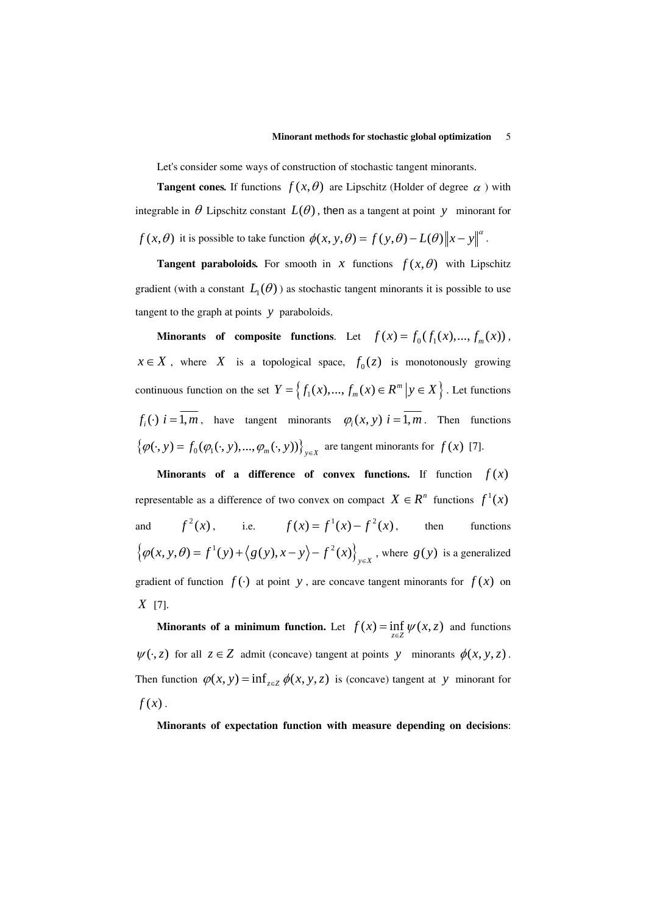Let's consider some ways of construction of stochastic tangent minorants.

**Tangent cones.** If functions $f(x,\theta)$ are Lipschitz (Holder of degree $\alpha$ ) with integrable in $\theta$ Lipschitz constant $L(\theta)$, then as a tangent at point $y$ minorant for $f(x,\theta)$ it is possible to take function $\phi(x,y,\theta) = f(y,\theta) - L(\theta)\|x-y\|^{\alpha}$.

**Tangent paraboloids.** For smooth in $x$ functions $f(x,\theta)$ with Lipschitz gradient (with a constant $L_1(\theta)$ ) as stochastic tangent minorants it is possible to use tangent to the graph at points $y$ paraboloids.

**Minorants of composite functions**. Let $f(x) = f_0(f_1(x),..., f_m(x))$, $x \in X$, where $X$ is a topological space, $f_0(z)$ is monotonously growing continuous function on the set $Y = \left\{ f_1(x),..., f_m(x) \in R^m \,\middle|\, y \in X \right\}$. Let functions $f_i(\cdot)\ i = \overline{1,m}$, have tangent minorants $\varphi_i(x,y)\ i = \overline{1,m}$. Then functions $\left\{\varphi(\cdot,y) = f_0(\varphi_1(\cdot,y),...,\varphi_m(\cdot,y))\right\}_{y \in X}$ are tangent minorants for $f(x)$ [7].

**Minorants of a difference of convex functions.** If function $f(x)$ representable as a difference of two convex on compact $X \in R^n$ functions $f^1(x)$ and $f^2(x)$, i.e. $f(x) = f^1(x) - f^2(x)$, then functions $\left\{\varphi(x,y,\theta) = f^1(y) + \langle g(y), x-y \rangle - f^2(x)\right\}_{y \in X}$, where $g(y)$ is a generalized gradient of function $f(\cdot)$ at point $y$, are concave tangent minorants for $f(x)$ on $X$ [7].

**Minorants of a minimum function.** Let $f(x) = \inf_{z \in Z} \psi(x,z)$ and functions $\psi(\cdot,z)$ for all $z \in Z$ admit (concave) tangent at points $y$ minorants $\phi(x,y,z)$. Then function $\varphi(x,y) = \inf_{z \in Z} \phi(x,y,z)$ is (concave) tangent at $y$ minorant for $f(x)$.

**Minorants of expectation function with measure depending on decisions**: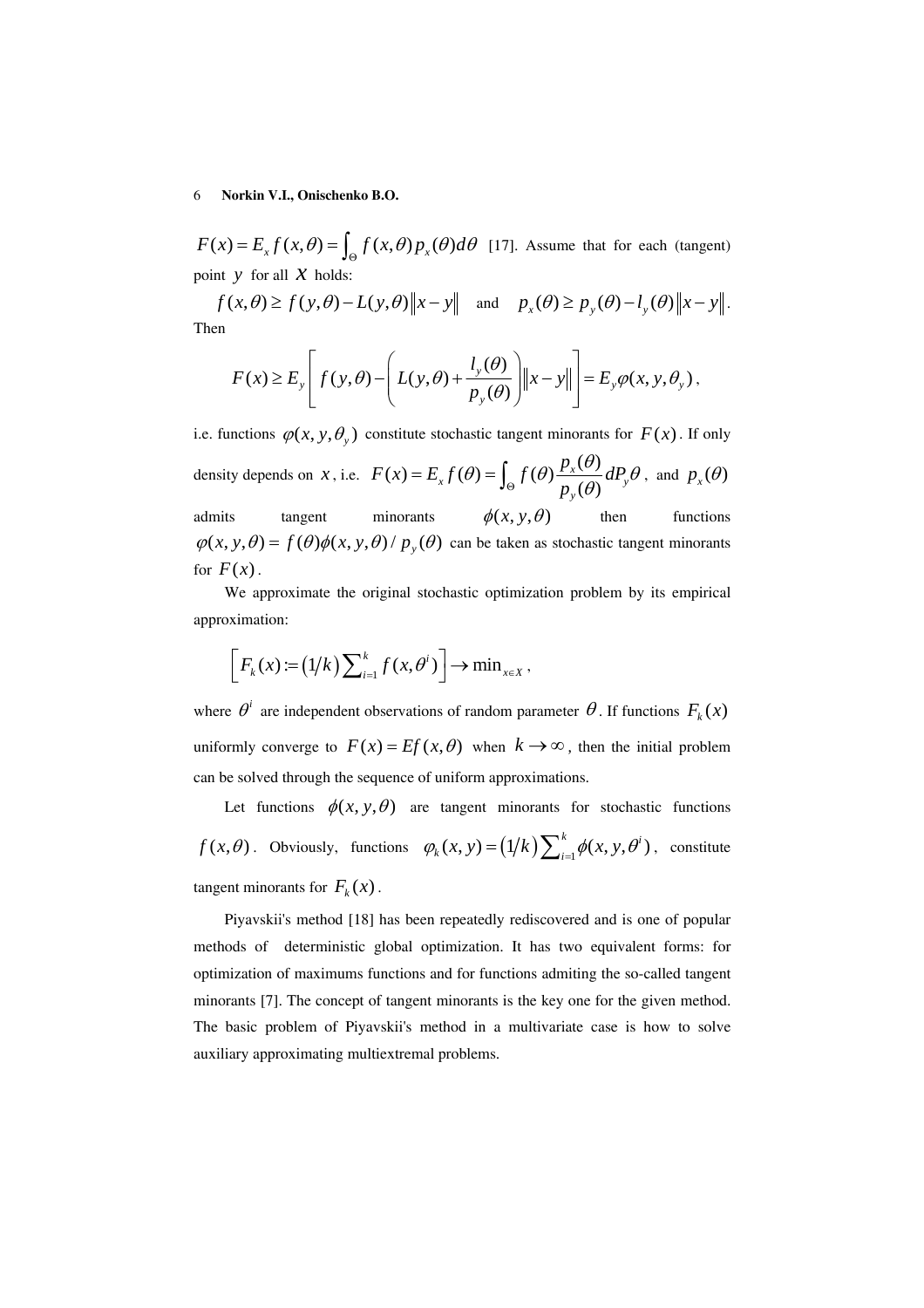$F(x) = E_x f(x,\theta) = \int_\Theta f(x,\theta) p_x(\theta) d\theta$ [17]. Assume that for each (tangent) point $y$ for all $x$ holds:

$$f(x,\theta) \ge f(y,\theta) - L(y,\theta)\|x-y\| \quad \text{and} \quad p_x(\theta) \ge p_y(\theta) - l_y(\theta)\|x-y\|.$$

Then

$$F(x) \ge E_y\left[ f(y,\theta) - \left( L(y,\theta) + \frac{l_y(\theta)}{p_y(\theta)} \right)\|x-y\| \right] = E_y \varphi(x,y,\theta_y),$$

i.e. functions $\varphi(x,y,\theta_y)$ constitute stochastic tangent minorants for $F(x)$. If only density depends on $x$, i.e. $F(x) = E_x f(\theta) = \int_\Theta f(\theta) \frac{p_x(\theta)}{p_y(\theta)} dP_y\theta$, and $p_x(\theta)$ admits tangent minorants $\phi(x,y,\theta)$ then functions $\varphi(x,y,\theta) = f(\theta)\phi(x,y,\theta)/p_y(\theta)$ can be taken as stochastic tangent minorants for $F(x)$.

We approximate the original stochastic optimization problem by its empirical approximation:

$$\left[ F_k(x) := (1/k)\sum_{i=1}^k f(x,\theta^i) \right] \to \min_{x\in X},$$

where $\theta^i$ are independent observations of random parameter $\theta$. If functions $F_k(x)$ uniformly converge to $F(x) = Ef(x,\theta)$ when $k \to \infty$, then the initial problem can be solved through the sequence of uniform approximations.

Let functions $\phi(x,y,\theta)$ are tangent minorants for stochastic functions $f(x,\theta)$. Obviously, functions $\varphi_k(x,y) = (1/k)\sum_{i=1}^k \phi(x,y,\theta^i)$, constitute tangent minorants for $F_k(x)$.

Piyavskii's method [18] has been repeatedly rediscovered and is one of popular methods of deterministic global optimization. It has two equivalent forms: for optimization of maximums functions and for functions admiting the so-called tangent minorants [7]. The concept of tangent minorants is the key one for the given method. The basic problem of Piyavskii's method in a multivariate case is how to solve auxiliary approximating multiextremal problems.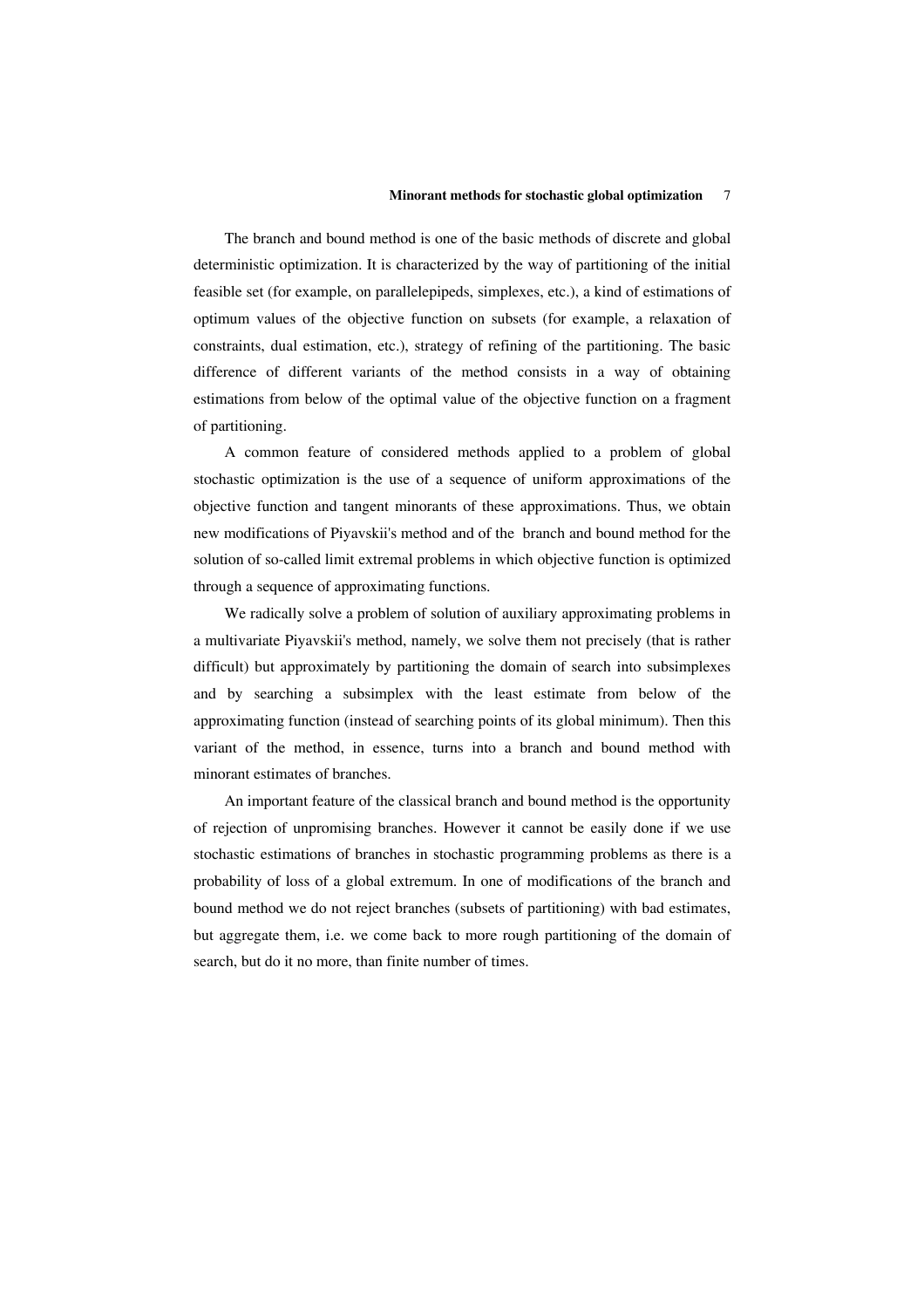The branch and bound method is one of the basic methods of discrete and global deterministic optimization. It is characterized by the way of partitioning of the initial feasible set (for example, on parallelepipeds, simplexes, etc.), a kind of estimations of optimum values of the objective function on subsets (for example, a relaxation of constraints, dual estimation, etc.), strategy of refining of the partitioning. The basic difference of different variants of the method consists in a way of obtaining estimations from below of the optimal value of the objective function on a fragment of partitioning.

A common feature of considered methods applied to a problem of global stochastic optimization is the use of a sequence of uniform approximations of the objective function and tangent minorants of these approximations. Thus, we obtain new modifications of Piyavskii's method and of the branch and bound method for the solution of so-called limit extremal problems in which objective function is optimized through a sequence of approximating functions.

We radically solve a problem of solution of auxiliary approximating problems in a multivariate Piyavskii's method, namely, we solve them not precisely (that is rather difficult) but approximately by partitioning the domain of search into subsimplexes and by searching a subsimplex with the least estimate from below of the approximating function (instead of searching points of its global minimum). Then this variant of the method, in essence, turns into a branch and bound method with minorant estimates of branches.

An important feature of the classical branch and bound method is the opportunity of rejection of unpromising branches. However it cannot be easily done if we use stochastic estimations of branches in stochastic programming problems as there is a probability of loss of a global extremum. In one of modifications of the branch and bound method we do not reject branches (subsets of partitioning) with bad estimates, but aggregate them, i.e. we come back to more rough partitioning of the domain of search, but do it no more, than finite number of times.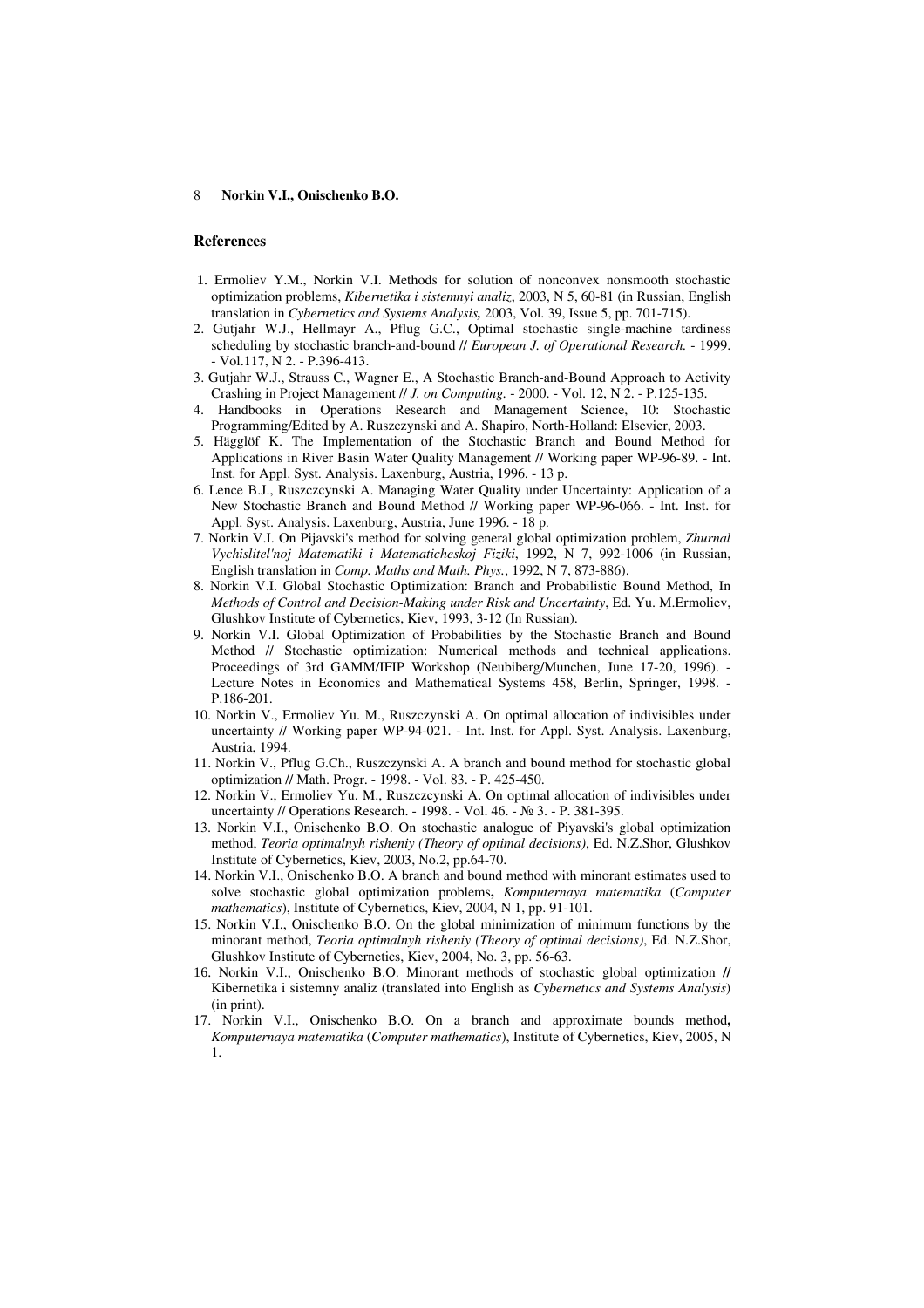## References

1. Ermoliev Y.M., Norkin V.I. Methods for solution of nonconvex nonsmooth stochastic optimization problems, *Kibernetika i sistemnyi analiz*, 2003, N 5, 60-81 (in Russian, English translation in *Cybernetics and Systems Analysis,* 2003, Vol. 39, Issue 5, pp. 701-715).
2. Gutjahr W.J., Hellmayr A., Pflug G.C., Optimal stochastic single-machine tardiness scheduling by stochastic branch-and-bound // *European J. of Operational Research.* - 1999. - Vol.117, N 2. - P.396-413.
3. Gutjahr W.J., Strauss C., Wagner E., A Stochastic Branch-and-Bound Approach to Activity Crashing in Project Management // *J. on Computing*. - 2000. - Vol. 12, N 2. - P.125-135.
4. Handbooks in Operations Research and Management Science, 10: Stochastic Programming/Edited by A. Ruszczynski and A. Shapiro, North-Holland: Elsevier, 2003.
5. Hägglöf K. The Implementation of the Stochastic Branch and Bound Method for Applications in River Basin Water Quality Management // Working paper WP-96-89. - Int. Inst. for Appl. Syst. Analysis. Laxenburg, Austria, 1996. - 13 p.
6. Lence B.J., Ruszczcynski A. Managing Water Quality under Uncertainty: Application of a New Stochastic Branch and Bound Method // Working paper WP-96-066. - Int. Inst. for Appl. Syst. Analysis. Laxenburg, Austria, June 1996. - 18 p.
7. Norkin V.I. On Pijavski's method for solving general global optimization problem, *Zhurnal Vychislitel'noj Matematiki i Matematicheskoj Fiziki*, 1992, N 7, 992-1006 (in Russian, English translation in *Comp. Maths and Math. Phys.*, 1992, N 7, 873-886).
8. Norkin V.I. Global Stochastic Optimization: Branch and Probabilistic Bound Method, In *Methods of Control and Decision-Making under Risk and Uncertainty*, Ed. Yu. M.Ermoliev, Glushkov Institute of Cybernetics, Kiev, 1993, 3-12 (In Russian).
9. Norkin V.I. Global Optimization of Probabilities by the Stochastic Branch and Bound Method // Stochastic optimization: Numerical methods and technical applications. Proceedings of 3rd GAMM/IFIP Workshop (Neubiberg/Munchen, June 17-20, 1996). - Lecture Notes in Economics and Mathematical Systems 458, Berlin, Springer, 1998. - P.186-201.
10. Norkin V., Ermoliev Yu. M., Ruszczcynski A. On optimal allocation of indivisibles under uncertainty // Working paper WP-94-021. - Int. Inst. for Appl. Syst. Analysis. Laxenburg, Austria, 1994.
11. Norkin V., Pflug G.Ch., Ruszczynski A. A branch and bound method for stochastic global optimization // Math. Progr. - 1998. - Vol. 83. - P. 425-450.
12. Norkin V., Ermoliev Yu. M., Ruszczcynski A. On optimal allocation of indivisibles under uncertainty // Operations Research. - 1998. - Vol. 46. - № 3. - P. 381-395.
13. Norkin V.I., Onischenko B.O. On stochastic analogue of Piyavski's global optimization method, *Teoria optimalnyh risheniy (Theory of optimal decisions)*, Ed. N.Z.Shor, Glushkov Institute of Cybernetics, Kiev, 2003, No.2, pp.64-70.
14. Norkin V.I., Onischenko B.O. A branch and bound method with minorant estimates used to solve stochastic global optimization problems**,** *Komputernaya matematika* (*Computer mathematics*), Institute of Cybernetics, Kiev, 2004, N 1, pp. 91-101.
15. Norkin V.I., Onischenko B.O. On the global minimization of minimum functions by the minorant method, *Teoria optimalnyh risheniy (Theory of optimal decisions)*, Ed. N.Z.Shor, Glushkov Institute of Cybernetics, Kiev, 2004, No. 3, pp. 56-63.
16. Norkin V.I., Onischenko B.O. Minorant methods of stochastic global optimization **//** Kibernetika i sistemny analiz (translated into English as *Cybernetics and Systems Analysis*) (in print).
17. Norkin V.I., Onischenko B.O. On a branch and approximate bounds method**,** *Komputernaya matematika* (*Computer mathematics*), Institute of Cybernetics, Kiev, 2005, N 1.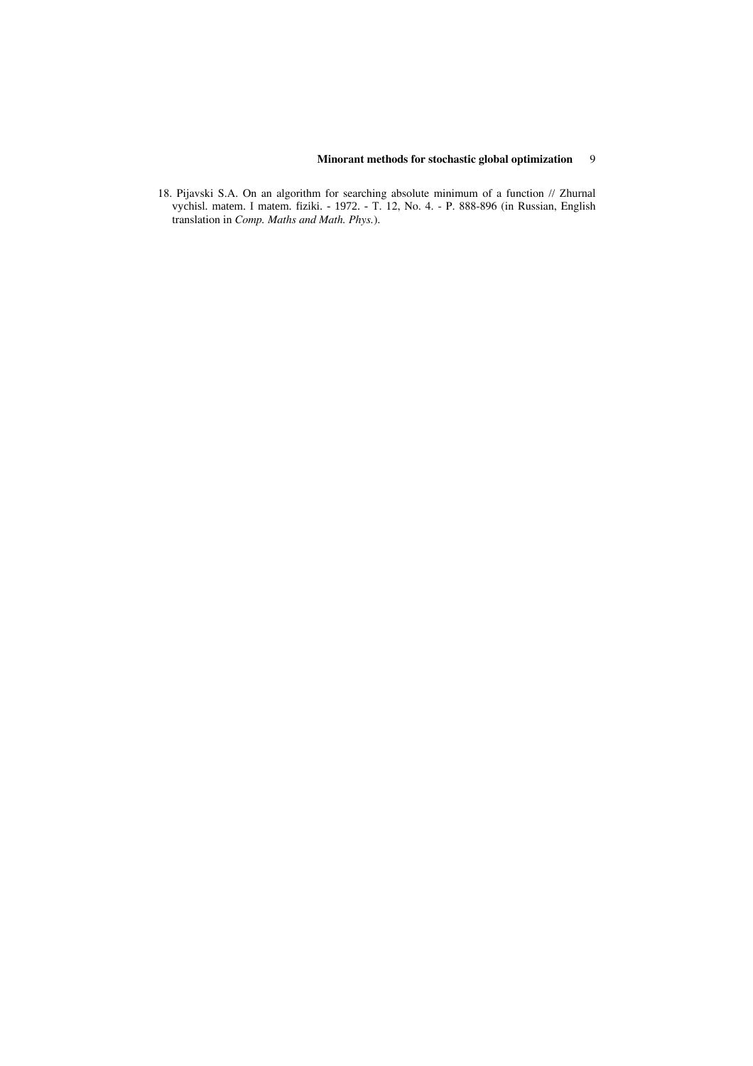18. Pijavski S.A. On an algorithm for searching absolute minimum of a function // Zhurnal vychisl. matem. I matem. fiziki. - 1972. - T. 12, No. 4. - P. 888-896 (in Russian, English translation in *Comp. Maths and Math. Phys.*).